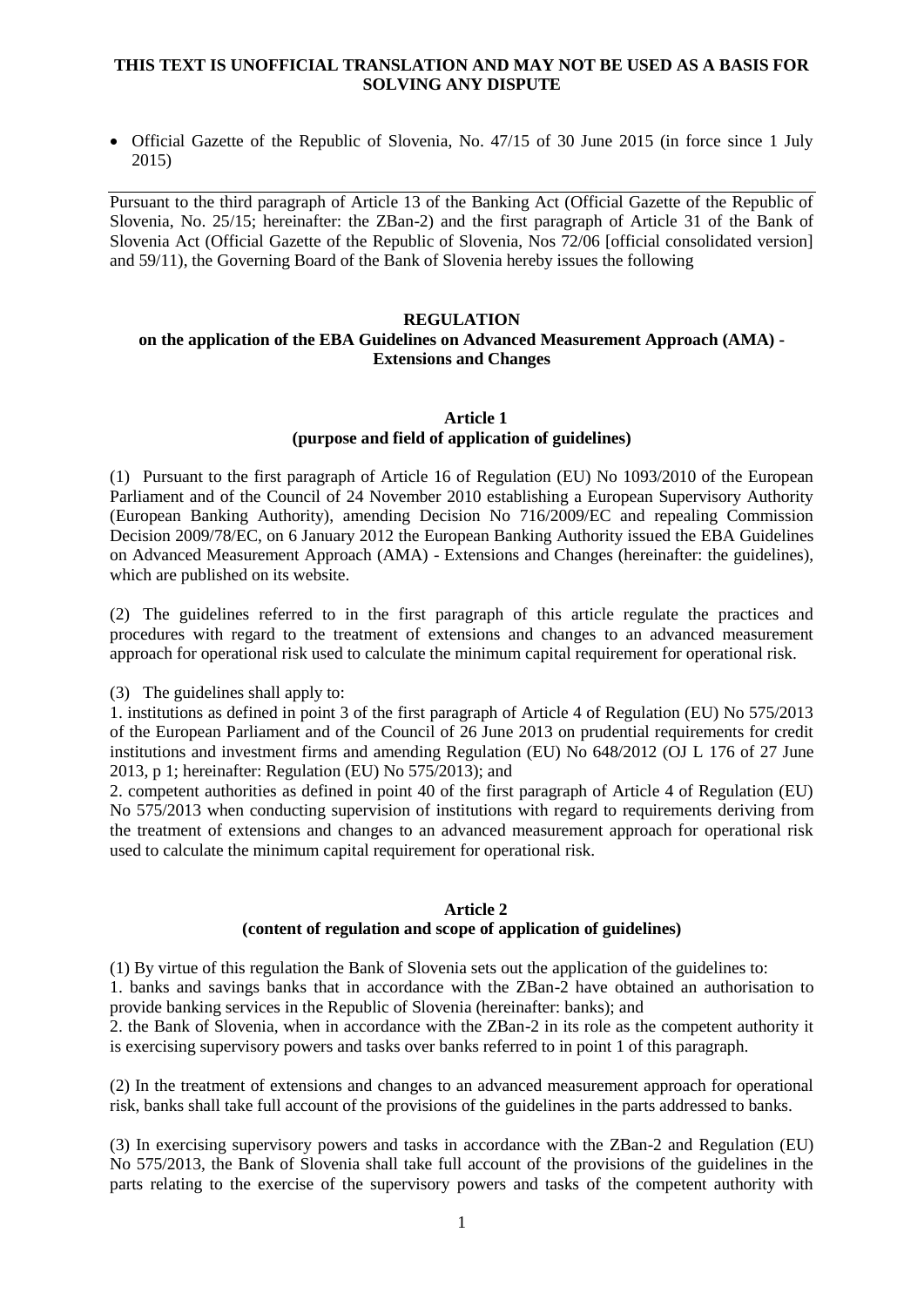**THIS TEXT IS UNOFFICIAL TRANSLATION AND MAY NOT BE USED AS A BASIS FOR SOLVING ANY DISPUTE**

- Official Gazette of the Republic of Slovenia, No. 47/15 of 30 June 2015 (in force since 1 July 2015)

---

Pursuant to the third paragraph of Article 13 of the Banking Act (Official Gazette of the Republic of Slovenia, No. 25/15; hereinafter: the ZBan-2) and the first paragraph of Article 31 of the Bank of Slovenia Act (Official Gazette of the Republic of Slovenia, Nos 72/06 [official consolidated version] and 59/11), the Governing Board of the Bank of Slovenia hereby issues the following

# REGULATION
## on the application of the EBA Guidelines on Advanced Measurement Approach (AMA) - Extensions and Changes

### Article 1
### (purpose and field of application of guidelines)

(1) Pursuant to the first paragraph of Article 16 of Regulation (EU) No 1093/2010 of the European Parliament and of the Council of 24 November 2010 establishing a European Supervisory Authority (European Banking Authority), amending Decision No 716/2009/EC and repealing Commission Decision 2009/78/EC, on 6 January 2012 the European Banking Authority issued the EBA Guidelines on Advanced Measurement Approach (AMA) - Extensions and Changes (hereinafter: the guidelines), which are published on its website.

(2) The guidelines referred to in the first paragraph of this article regulate the practices and procedures with regard to the treatment of extensions and changes to an advanced measurement approach for operational risk used to calculate the minimum capital requirement for operational risk.

(3) The guidelines shall apply to:
1. institutions as defined in point 3 of the first paragraph of Article 4 of Regulation (EU) No 575/2013 of the European Parliament and of the Council of 26 June 2013 on prudential requirements for credit institutions and investment firms and amending Regulation (EU) No 648/2012 (OJ L 176 of 27 June 2013, p 1; hereinafter: Regulation (EU) No 575/2013); and
2. competent authorities as defined in point 40 of the first paragraph of Article 4 of Regulation (EU) No 575/2013 when conducting supervision of institutions with regard to requirements deriving from the treatment of extensions and changes to an advanced measurement approach for operational risk used to calculate the minimum capital requirement for operational risk.

### Article 2
### (content of regulation and scope of application of guidelines)

(1) By virtue of this regulation the Bank of Slovenia sets out the application of the guidelines to:
1. banks and savings banks that in accordance with the ZBan-2 have obtained an authorisation to provide banking services in the Republic of Slovenia (hereinafter: banks); and
2. the Bank of Slovenia, when in accordance with the ZBan-2 in its role as the competent authority it is exercising supervisory powers and tasks over banks referred to in point 1 of this paragraph.

(2) In the treatment of extensions and changes to an advanced measurement approach for operational risk, banks shall take full account of the provisions of the guidelines in the parts addressed to banks.

(3) In exercising supervisory powers and tasks in accordance with the ZBan-2 and Regulation (EU) No 575/2013, the Bank of Slovenia shall take full account of the provisions of the guidelines in the parts relating to the exercise of the supervisory powers and tasks of the competent authority with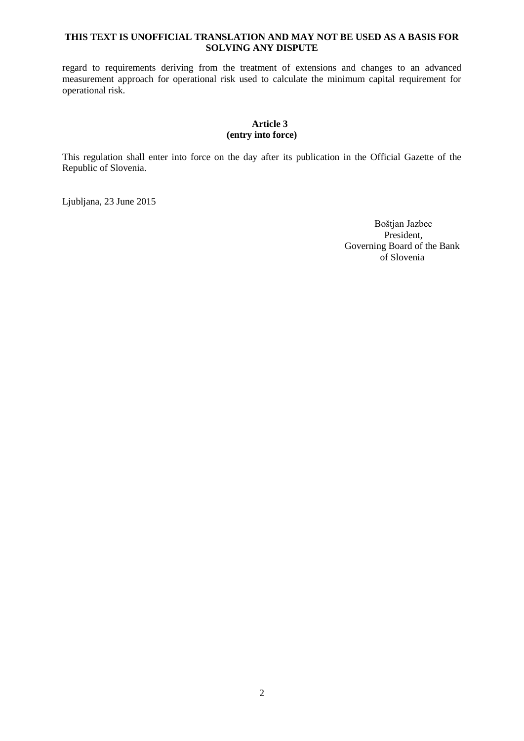regard to requirements deriving from the treatment of extensions and changes to an advanced measurement approach for operational risk used to calculate the minimum capital requirement for operational risk.

**Article 3**
**(entry into force)**

This regulation shall enter into force on the day after its publication in the Official Gazette of the Republic of Slovenia.

Ljubljana, 23 June 2015

Boštjan Jazbec
President,
Governing Board of the Bank
of Slovenia